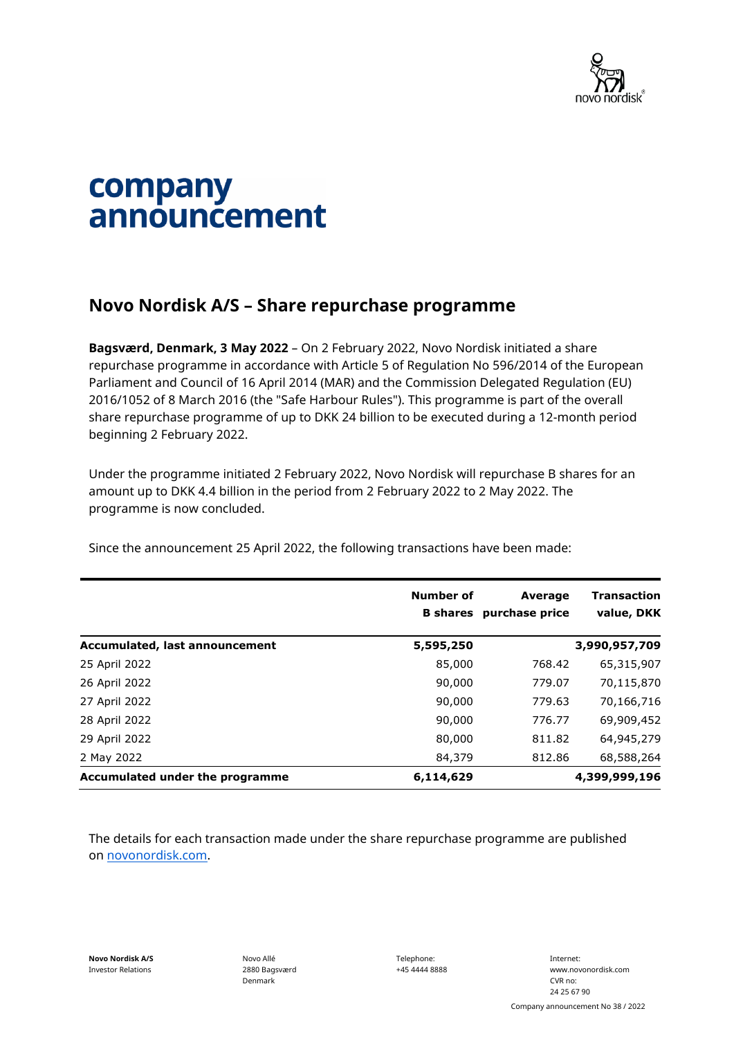# company announcement

## Novo Nordisk A/S – Share repurchase programme

**Bagsværd, Denmark, 3 May 2022** – On 2 February 2022, Novo Nordisk initiated a share repurchase programme in accordance with Article 5 of Regulation No 596/2014 of the European Parliament and Council of 16 April 2014 (MAR) and the Commission Delegated Regulation (EU) 2016/1052 of 8 March 2016 (the "Safe Harbour Rules"). This programme is part of the overall share repurchase programme of up to DKK 24 billion to be executed during a 12-month period beginning 2 February 2022.

Under the programme initiated 2 February 2022, Novo Nordisk will repurchase B shares for an amount up to DKK 4.4 billion in the period from 2 February 2022 to 2 May 2022. The programme is now concluded.

Since the announcement 25 April 2022, the following transactions have been made:

| | Number of B shares | Average purchase price | Transaction value, DKK |
|---|---:|---:|---:|
| **Accumulated, last announcement** | **5,595,250** | | **3,990,957,709** |
| 25 April 2022 | 85,000 | 768.42 | 65,315,907 |
| 26 April 2022 | 90,000 | 779.07 | 70,115,870 |
| 27 April 2022 | 90,000 | 779.63 | 70,166,716 |
| 28 April 2022 | 90,000 | 776.77 | 69,909,452 |
| 29 April 2022 | 80,000 | 811.82 | 64,945,279 |
| 2 May 2022 | 84,379 | 812.86 | 68,588,264 |
| **Accumulated under the programme** | **6,114,629** | | **4,399,999,196** |

The details for each transaction made under the share repurchase programme are published on [novonordisk.com](novonordisk.com).

**Novo Nordisk A/S**
Investor Relations

Novo Allé
2880 Bagsværd
Denmark

Telephone:
+45 4444 8888

Internet:
www.novonordisk.com
CVR no:
24 25 67 90

Company announcement No 38 / 2022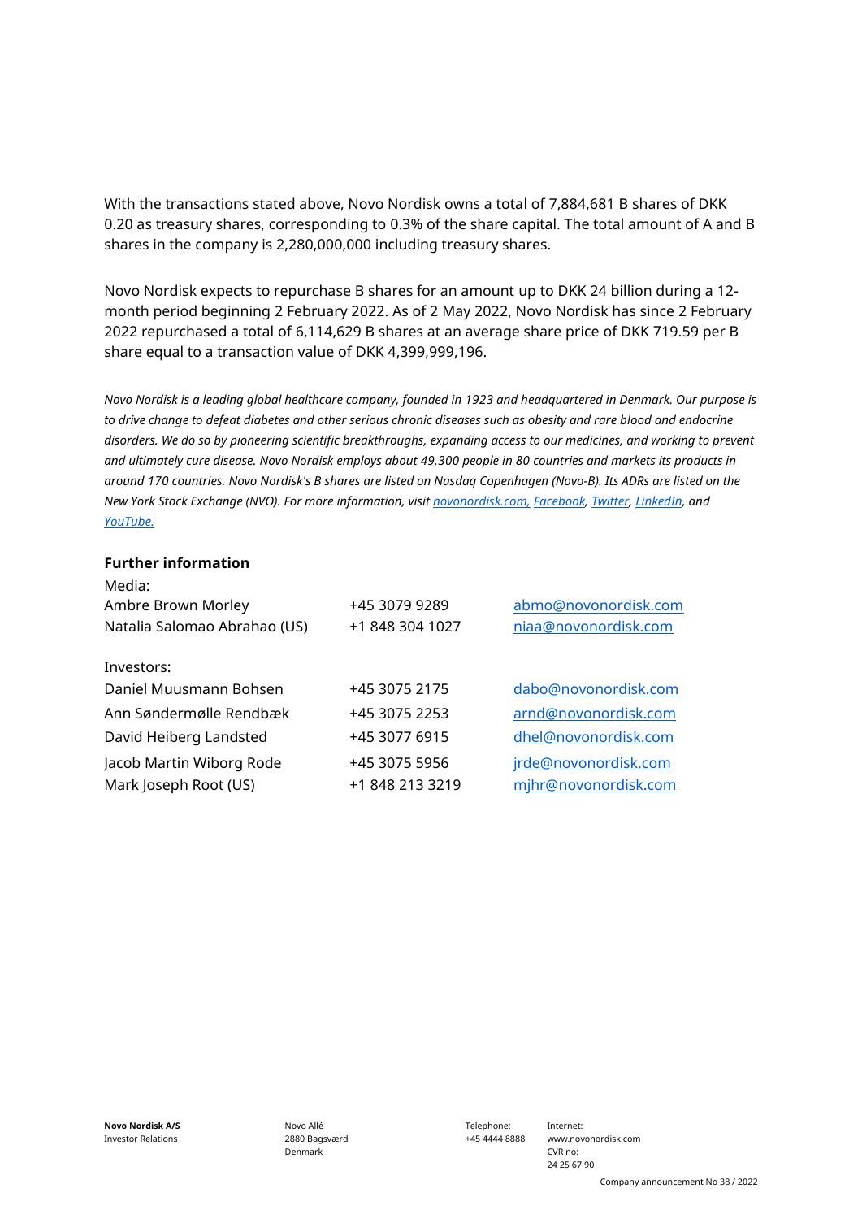With the transactions stated above, Novo Nordisk owns a total of 7,884,681 B shares of DKK 0.20 as treasury shares, corresponding to 0.3% of the share capital. The total amount of A and B shares in the company is 2,280,000,000 including treasury shares.

Novo Nordisk expects to repurchase B shares for an amount up to DKK 24 billion during a 12-month period beginning 2 February 2022. As of 2 May 2022, Novo Nordisk has since 2 February 2022 repurchased a total of 6,114,629 B shares at an average share price of DKK 719.59 per B share equal to a transaction value of DKK 4,399,999,196.

*Novo Nordisk is a leading global healthcare company, founded in 1923 and headquartered in Denmark. Our purpose is to drive change to defeat diabetes and other serious chronic diseases such as obesity and rare blood and endocrine disorders. We do so by pioneering scientific breakthroughs, expanding access to our medicines, and working to prevent and ultimately cure disease. Novo Nordisk employs about 49,300 people in 80 countries and markets its products in around 170 countries. Novo Nordisk's B shares are listed on Nasdaq Copenhagen (Novo-B). Its ADRs are listed on the New York Stock Exchange (NVO). For more information, visit novonordisk.com, Facebook, Twitter, LinkedIn, and YouTube.*

**Further information**

Media:

| | | |
|---|---|---|
| Ambre Brown Morley | +45 3079 9289 | abmo@novonordisk.com |
| Natalia Salomao Abrahao (US) | +1 848 304 1027 | niaa@novonordisk.com |

Investors:

| | | |
|---|---|---|
| Daniel Muusmann Bohsen | +45 3075 2175 | dabo@novonordisk.com |
| Ann Søndermølle Rendbæk | +45 3075 2253 | arnd@novonordisk.com |
| David Heiberg Landsted | +45 3077 6915 | dhel@novonordisk.com |
| Jacob Martin Wiborg Rode | +45 3075 5956 | jrde@novonordisk.com |
| Mark Joseph Root (US) | +1 848 213 3219 | mjhr@novonordisk.com |

**Novo Nordisk A/S**
Investor Relations

Novo Allé
2880 Bagsværd
Denmark

Telephone:
+45 4444 8888

Internet:
www.novonordisk.com
CVR no:
24 25 67 90

Company announcement No 38 / 2022